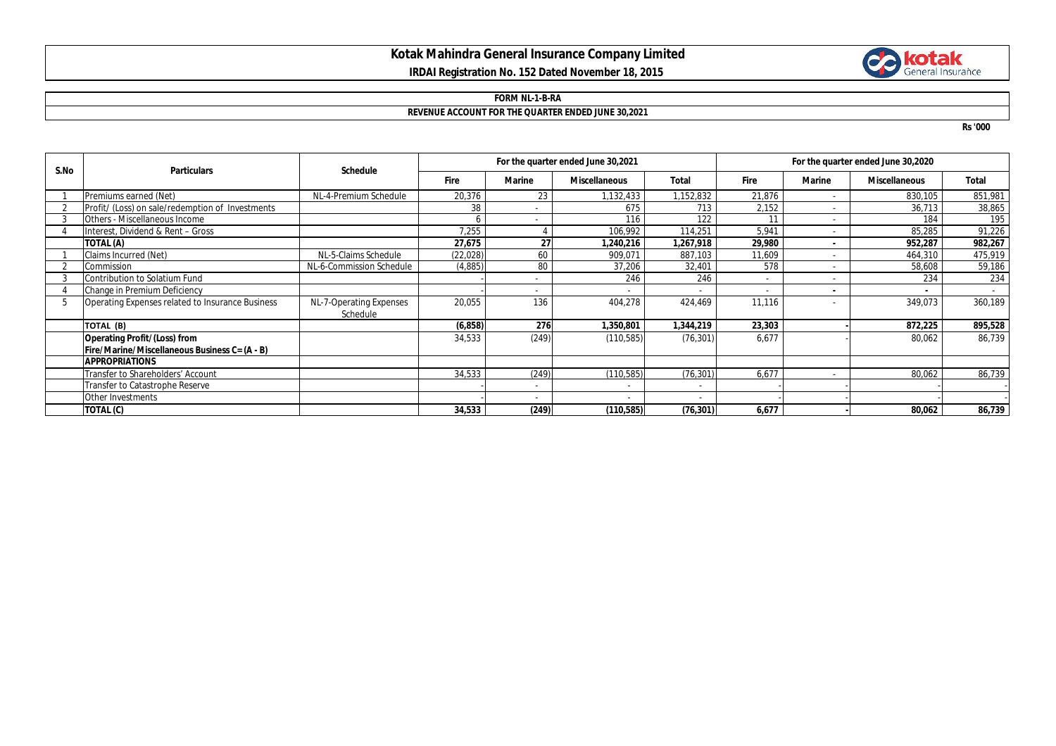# Kotak Mahindra General Insurance Company Limited

**IRDAI Registration No. 152 Dated November 18, 2015**

**FORM NL-1-B-RA**

**REVENUE ACCOUNT FOR THE QUARTER ENDED JUNE 30,2021**

Rs '000

| S.No | Particulars | Schedule | For the quarter ended June 30,2021 | | | | For the quarter ended June 30,2020 | | | |
|---|---|---|---|---|---|---|---|---|---|---|
| | | | Fire | Marine | Miscellaneous | Total | Fire | Marine | Miscellaneous | Total |
| 1 | Premiums earned (Net) | NL-4-Premium Schedule | 20,376 | 23 | 1,132,433 | 1,152,832 | 21,876 | - | 830,105 | 851,981 |
| 2 | Profit/ (Loss) on sale/redemption of Investments | | 38 | - | 675 | 713 | 2,152 | - | 36,713 | 38,865 |
| 3 | Others - Miscellaneous Income | | 6 | - | 116 | 122 | 11 | - | 184 | 195 |
| 4 | Interest, Dividend & Rent – Gross | | 7,255 | 4 | 106,992 | 114,251 | 5,941 | - | 85,285 | 91,226 |
| | **TOTAL (A)** | | **27,675** | **27** | **1,240,216** | **1,267,918** | **29,980** | **-** | **952,287** | **982,267** |
| 1 | Claims Incurred (Net) | NL-5-Claims Schedule | (22,028) | 60 | 909,071 | 887,103 | 11,609 | - | 464,310 | 475,919 |
| 2 | Commission | NL-6-Commission Schedule | (4,885) | 80 | 37,206 | 32,401 | 578 | - | 58,608 | 59,186 |
| 3 | Contribution to Solatium Fund | | - | - | 246 | 246 | - | - | 234 | 234 |
| 4 | Change in Premium Deficiency | | - | - | - | - | - | - | - | - |
| 5 | Operating Expenses related to Insurance Business | NL-7-Operating Expenses Schedule | 20,055 | 136 | 404,278 | 424,469 | 11,116 | - | 349,073 | 360,189 |
| | **TOTAL (B)** | | **(6,858)** | **276** | **1,350,801** | **1,344,219** | **23,303** | **-** | **872,225** | **895,528** |
| | **Operating Profit/(Loss) from Fire/Marine/Miscellaneous Business C= (A - B)** | | 34,533 | (249) | (110,585) | (76,301) | 6,677 | - | 80,062 | 86,739 |
| | **APPROPRIATIONS** | | | | | | | | | |
| | Transfer to Shareholders' Account | | 34,533 | (249) | (110,585) | (76,301) | 6,677 | - | 80,062 | 86,739 |
| | Transfer to Catastrophe Reserve | | - | - | - | - | - | - | - | - |
| | Other Investments | | - | - | - | - | - | - | - | - |
| | **TOTAL (C)** | | **34,533** | **(249)** | **(110,585)** | **(76,301)** | **6,677** | **-** | **80,062** | **86,739** |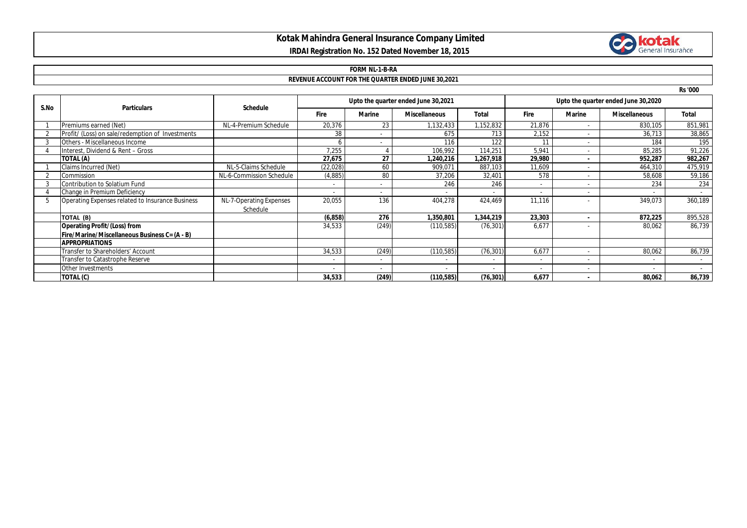# Kotak Mahindra General Insurance Company Limited

**IRDAI Registration No. 152 Dated November 18, 2015**

**FORM NL-1-B-RA**

**REVENUE ACCOUNT FOR THE QUARTER ENDED JUNE 30,2021**

Rs '000

| S.No | Particulars | Schedule | Upto the quarter ended June 30,2021 | | | | Upto the quarter ended June 30,2020 | | | |
|---|---|---|---|---|---|---|---|---|---|---|
| | | | Fire | Marine | Miscellaneous | Total | Fire | Marine | Miscellaneous | Total |
| 1 | Premiums earned (Net) | NL-4-Premium Schedule | 20,376 | 23 | 1,132,433 | 1,152,832 | 21,876 | - | 830,105 | 851,981 |
| 2 | Profit/ (Loss) on sale/redemption of Investments | | 38 | - | 675 | 713 | 2,152 | - | 36,713 | 38,865 |
| 3 | Others - Miscellaneous Income | | 6 | - | 116 | 122 | 11 | - | 184 | 195 |
| 4 | Interest, Dividend & Rent – Gross | | 7,255 | 4 | 106,992 | 114,251 | 5,941 | - | 85,285 | 91,226 |
| | **TOTAL (A)** | | **27,675** | **27** | **1,240,216** | **1,267,918** | **29,980** | **-** | **952,287** | **982,267** |
| 1 | Claims Incurred (Net) | NL-5-Claims Schedule | (22,028) | 60 | 909,071 | 887,103 | 11,609 | - | 464,310 | 475,919 |
| 2 | Commission | NL-6-Commission Schedule | (4,885) | 80 | 37,206 | 32,401 | 578 | - | 58,608 | 59,186 |
| 3 | Contribution to Solatium Fund | | - | - | 246 | 246 | - | - | 234 | 234 |
| 4 | Change in Premium Deficiency | | - | - | - | - | - | - | - | - |
| 5 | Operating Expenses related to Insurance Business | NL-7-Operating Expenses Schedule | 20,055 | 136 | 404,278 | 424,469 | 11,116 | - | 349,073 | 360,189 |
| | **TOTAL (B)** | | **(6,858)** | **276** | **1,350,801** | **1,344,219** | **23,303** | **-** | **872,225** | **895,528** |
| | **Operating Profit/(Loss) from Fire/Marine/Miscellaneous Business C= (A - B)** | | 34,533 | (249) | (110,585) | (76,301) | 6,677 | - | 80,062 | 86,739 |
| | **APPROPRIATIONS** | | | | | | | | | |
| | Transfer to Shareholders' Account | | 34,533 | (249) | (110,585) | (76,301) | 6,677 | - | 80,062 | 86,739 |
| | Transfer to Catastrophe Reserve | | - | - | - | - | - | - | - | - |
| | Other Investments | | - | - | - | - | - | - | - | - |
| | **TOTAL (C)** | | **34,533** | **(249)** | **(110,585)** | **(76,301)** | **6,677** | **-** | **80,062** | **86,739** |